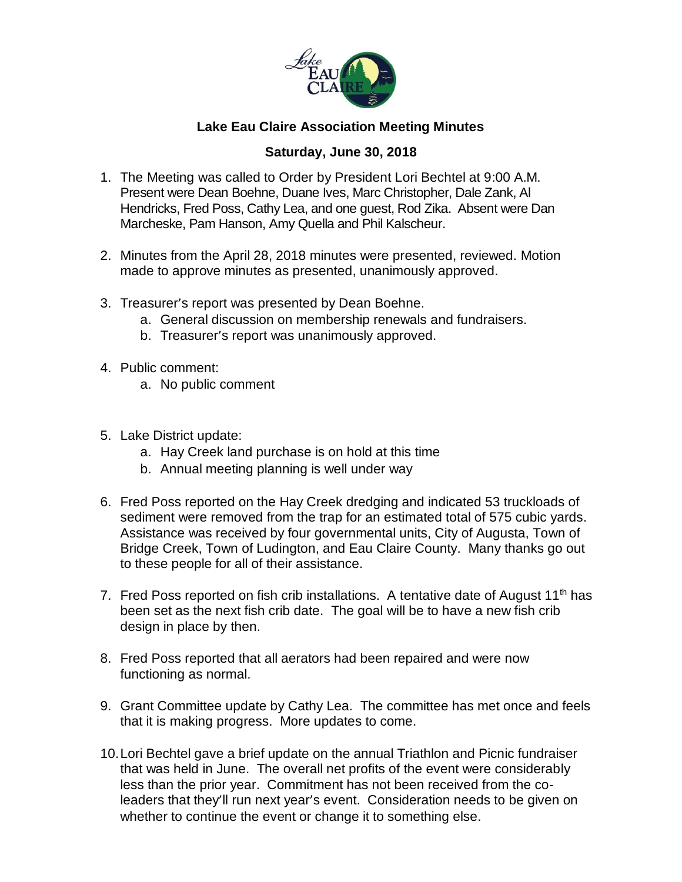# Lake Eau Claire Association Meeting Minutes

## Saturday, June 30, 2018

1. The Meeting was called to Order by President Lori Bechtel at 9:00 A.M. Present were Dean Boehne, Duane Ives, Marc Christopher, Dale Zank, Al Hendricks, Fred Poss, Cathy Lea, and one guest, Rod Zika. Absent were Dan Marcheske, Pam Hanson, Amy Quella and Phil Kalscheur.

2. Minutes from the April 28, 2018 minutes were presented, reviewed. Motion made to approve minutes as presented, unanimously approved.

3. Treasurer's report was presented by Dean Boehne.
   a. General discussion on membership renewals and fundraisers.
   b. Treasurer's report was unanimously approved.

4. Public comment:
   a. No public comment

5. Lake District update:
   a. Hay Creek land purchase is on hold at this time
   b. Annual meeting planning is well under way

6. Fred Poss reported on the Hay Creek dredging and indicated 53 truckloads of sediment were removed from the trap for an estimated total of 575 cubic yards. Assistance was received by four governmental units, City of Augusta, Town of Bridge Creek, Town of Ludington, and Eau Claire County. Many thanks go out to these people for all of their assistance.

7. Fred Poss reported on fish crib installations. A tentative date of August 11th has been set as the next fish crib date. The goal will be to have a new fish crib design in place by then.

8. Fred Poss reported that all aerators had been repaired and were now functioning as normal.

9. Grant Committee update by Cathy Lea. The committee has met once and feels that it is making progress. More updates to come.

10. Lori Bechtel gave a brief update on the annual Triathlon and Picnic fundraiser that was held in June. The overall net profits of the event were considerably less than the prior year. Commitment has not been received from the co-leaders that they'll run next year's event. Consideration needs to be given on whether to continue the event or change it to something else.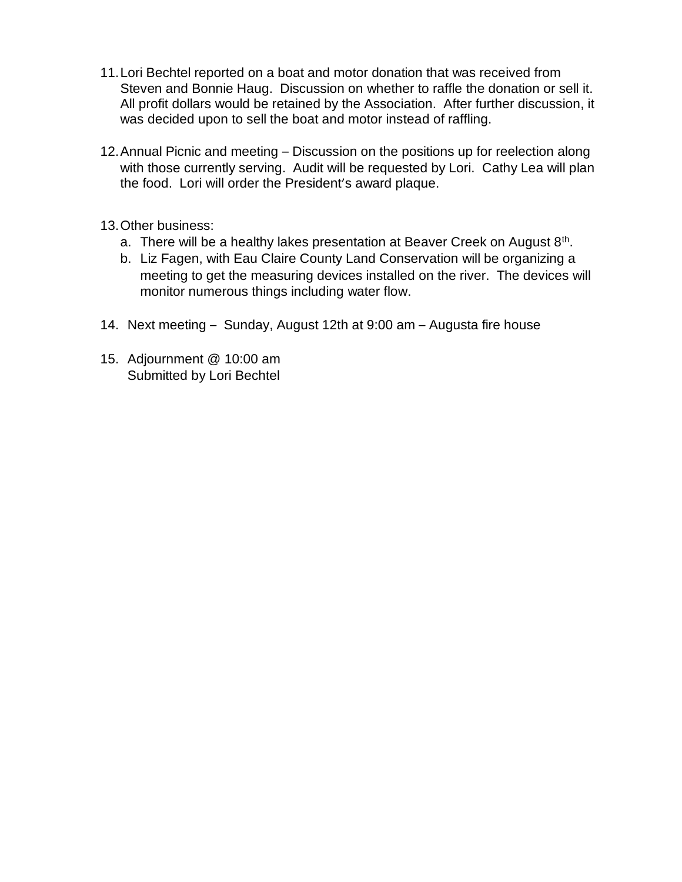11. Lori Bechtel reported on a boat and motor donation that was received from Steven and Bonnie Haug. Discussion on whether to raffle the donation or sell it. All profit dollars would be retained by the Association. After further discussion, it was decided upon to sell the boat and motor instead of raffling.

12. Annual Picnic and meeting – Discussion on the positions up for reelection along with those currently serving. Audit will be requested by Lori. Cathy Lea will plan the food. Lori will order the President's award plaque.

13. Other business:
    a. There will be a healthy lakes presentation at Beaver Creek on August 8th.
    b. Liz Fagen, with Eau Claire County Land Conservation will be organizing a meeting to get the measuring devices installed on the river. The devices will monitor numerous things including water flow.

14. Next meeting – Sunday, August 12th at 9:00 am – Augusta fire house

15. Adjournment @ 10:00 am
    Submitted by Lori Bechtel